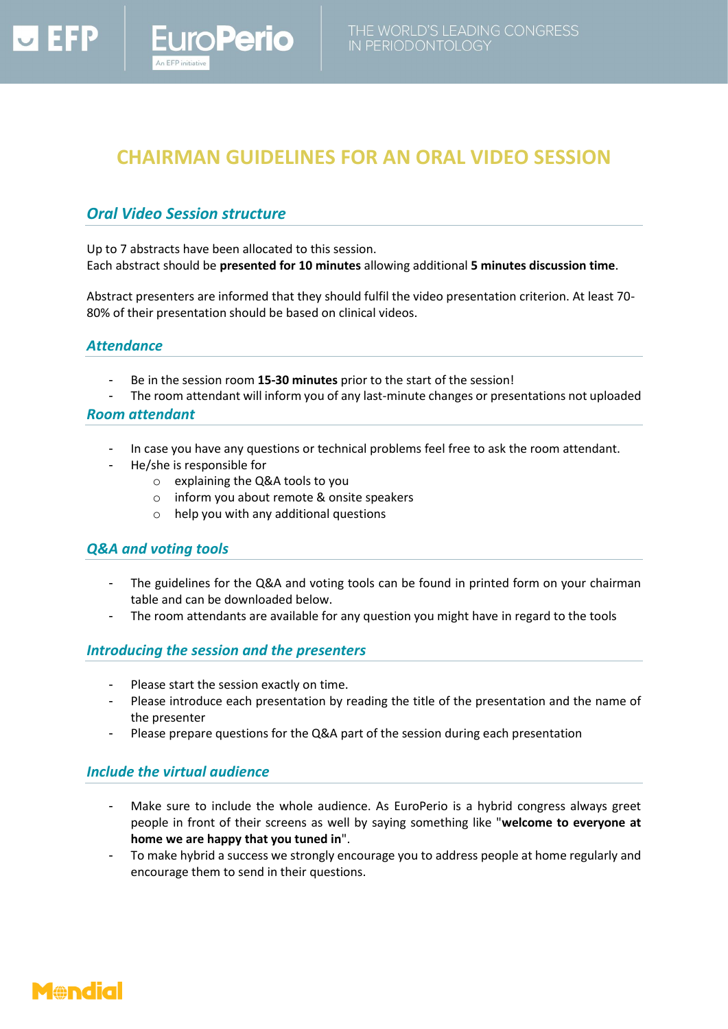# CHAIRMAN GUIDELINES FOR AN ORAL VIDEO SESSION

## *Oral Video Session structure*

Up to 7 abstracts have been allocated to this session.
Each abstract should be **presented for 10 minutes** allowing additional **5 minutes discussion time**.

Abstract presenters are informed that they should fulfil the video presentation criterion. At least 70-80% of their presentation should be based on clinical videos.

## *Attendance*

- Be in the session room **15-30 minutes** prior to the start of the session!
- The room attendant will inform you of any last-minute changes or presentations not uploaded

## *Room attendant*

- In case you have any questions or technical problems feel free to ask the room attendant.
- He/she is responsible for
  - explaining the Q&A tools to you
  - inform you about remote & onsite speakers
  - help you with any additional questions

## *Q&A and voting tools*

- The guidelines for the Q&A and voting tools can be found in printed form on your chairman table and can be downloaded below.
- The room attendants are available for any question you might have in regard to the tools

## *Introducing the session and the presenters*

- Please start the session exactly on time.
- Please introduce each presentation by reading the title of the presentation and the name of the presenter
- Please prepare questions for the Q&A part of the session during each presentation

## *Include the virtual audience*

- Make sure to include the whole audience. As EuroPerio is a hybrid congress always greet people in front of their screens as well by saying something like "**welcome to everyone at home we are happy that you tuned in**".
- To make hybrid a success we strongly encourage you to address people at home regularly and encourage them to send in their questions.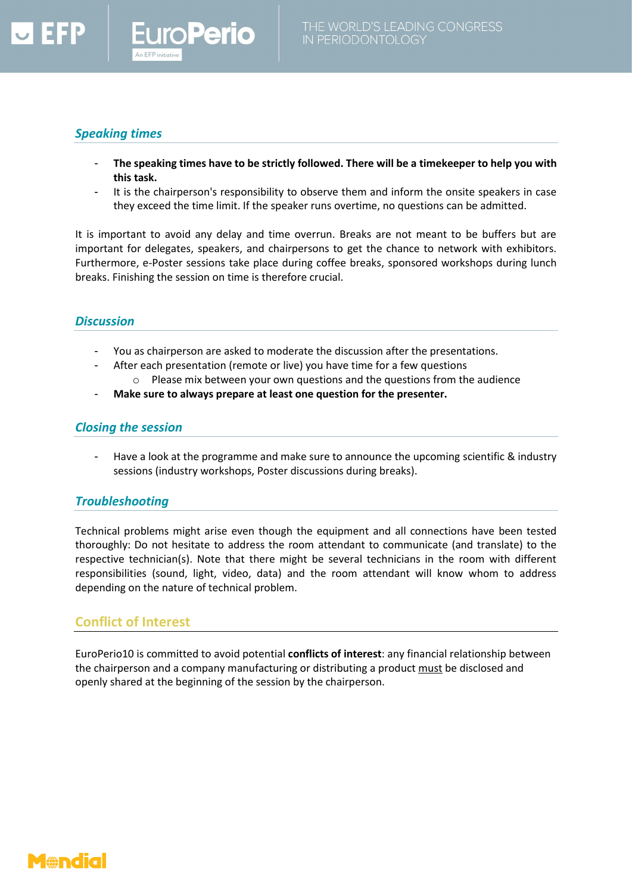## *Speaking times*

- **The speaking times have to be strictly followed. There will be a timekeeper to help you with this task.**
- It is the chairperson's responsibility to observe them and inform the onsite speakers in case they exceed the time limit. If the speaker runs overtime, no questions can be admitted.

It is important to avoid any delay and time overrun. Breaks are not meant to be buffers but are important for delegates, speakers, and chairpersons to get the chance to network with exhibitors. Furthermore, e-Poster sessions take place during coffee breaks, sponsored workshops during lunch breaks. Finishing the session on time is therefore crucial.

## *Discussion*

- You as chairperson are asked to moderate the discussion after the presentations.
- After each presentation (remote or live) you have time for a few questions
  - Please mix between your own questions and the questions from the audience
- **Make sure to always prepare at least one question for the presenter.**

## *Closing the session*

- Have a look at the programme and make sure to announce the upcoming scientific & industry sessions (industry workshops, Poster discussions during breaks).

## *Troubleshooting*

Technical problems might arise even though the equipment and all connections have been tested thoroughly: Do not hesitate to address the room attendant to communicate (and translate) to the respective technician(s). Note that there might be several technicians in the room with different responsibilities (sound, light, video, data) and the room attendant will know whom to address depending on the nature of technical problem.

## Conflict of Interest

EuroPerio10 is committed to avoid potential **conflicts of interest**: any financial relationship between the chairperson and a company manufacturing or distributing a product <u>must</u> be disclosed and openly shared at the beginning of the session by the chairperson.